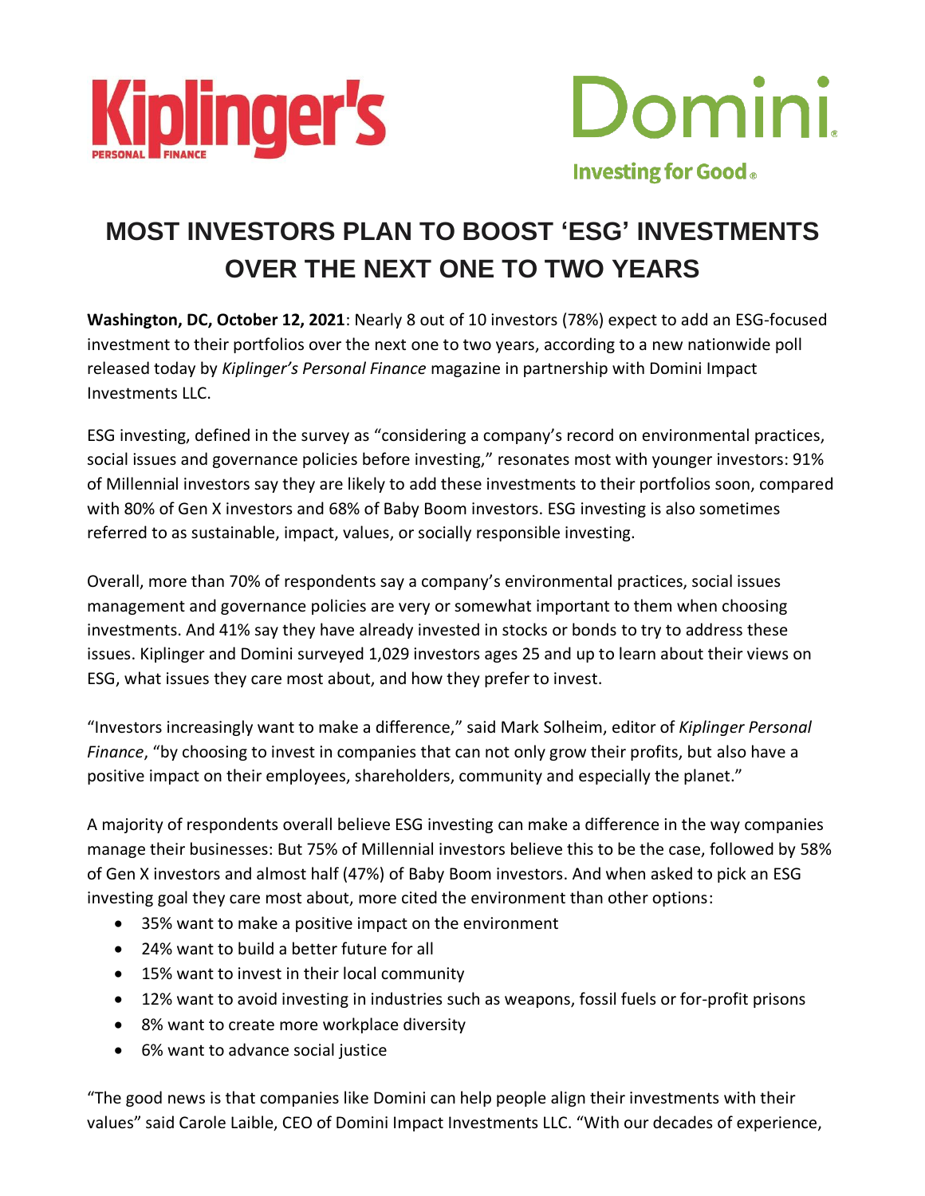Kiplinger's PERSONAL FINANCE

Domini Investing for Good®

# MOST INVESTORS PLAN TO BOOST 'ESG' INVESTMENTS OVER THE NEXT ONE TO TWO YEARS

**Washington, DC, October 12, 2021**: Nearly 8 out of 10 investors (78%) expect to add an ESG-focused investment to their portfolios over the next one to two years, according to a new nationwide poll released today by *Kiplinger's Personal Finance* magazine in partnership with Domini Impact Investments LLC.

ESG investing, defined in the survey as "considering a company's record on environmental practices, social issues and governance policies before investing," resonates most with younger investors: 91% of Millennial investors say they are likely to add these investments to their portfolios soon, compared with 80% of Gen X investors and 68% of Baby Boom investors. ESG investing is also sometimes referred to as sustainable, impact, values, or socially responsible investing.

Overall, more than 70% of respondents say a company's environmental practices, social issues management and governance policies are very or somewhat important to them when choosing investments. And 41% say they have already invested in stocks or bonds to try to address these issues. Kiplinger and Domini surveyed 1,029 investors ages 25 and up to learn about their views on ESG, what issues they care most about, and how they prefer to invest.

"Investors increasingly want to make a difference," said Mark Solheim, editor of *Kiplinger Personal Finance*, "by choosing to invest in companies that can not only grow their profits, but also have a positive impact on their employees, shareholders, community and especially the planet."

A majority of respondents overall believe ESG investing can make a difference in the way companies manage their businesses: But 75% of Millennial investors believe this to be the case, followed by 58% of Gen X investors and almost half (47%) of Baby Boom investors. And when asked to pick an ESG investing goal they care most about, more cited the environment than other options:

- 35% want to make a positive impact on the environment
- 24% want to build a better future for all
- 15% want to invest in their local community
- 12% want to avoid investing in industries such as weapons, fossil fuels or for-profit prisons
- 8% want to create more workplace diversity
- 6% want to advance social justice

"The good news is that companies like Domini can help people align their investments with their values" said Carole Laible, CEO of Domini Impact Investments LLC. "With our decades of experience,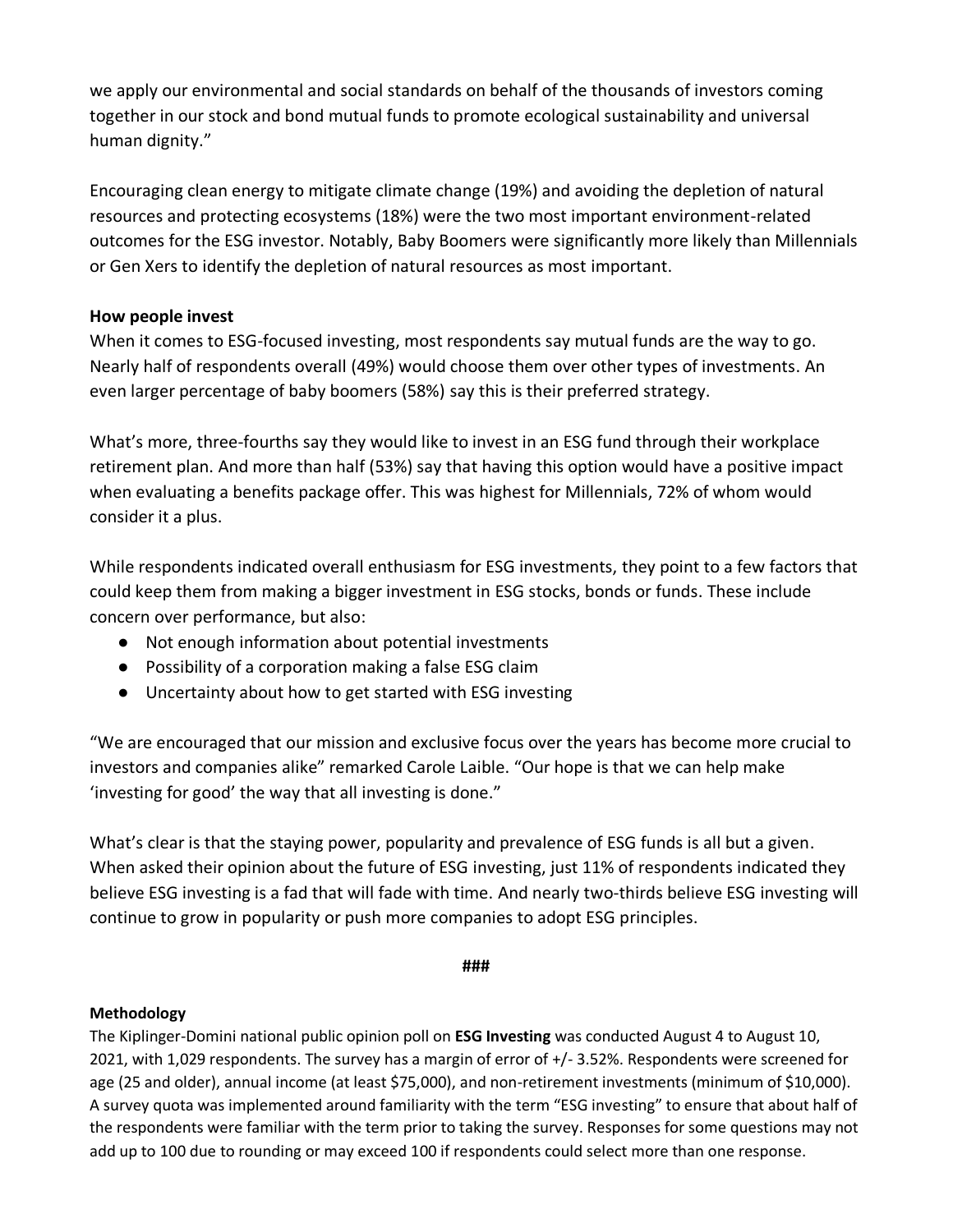we apply our environmental and social standards on behalf of the thousands of investors coming together in our stock and bond mutual funds to promote ecological sustainability and universal human dignity."

Encouraging clean energy to mitigate climate change (19%) and avoiding the depletion of natural resources and protecting ecosystems (18%) were the two most important environment-related outcomes for the ESG investor. Notably, Baby Boomers were significantly more likely than Millennials or Gen Xers to identify the depletion of natural resources as most important.

**How people invest**

When it comes to ESG-focused investing, most respondents say mutual funds are the way to go. Nearly half of respondents overall (49%) would choose them over other types of investments. An even larger percentage of baby boomers (58%) say this is their preferred strategy.

What's more, three-fourths say they would like to invest in an ESG fund through their workplace retirement plan. And more than half (53%) say that having this option would have a positive impact when evaluating a benefits package offer. This was highest for Millennials, 72% of whom would consider it a plus.

While respondents indicated overall enthusiasm for ESG investments, they point to a few factors that could keep them from making a bigger investment in ESG stocks, bonds or funds. These include concern over performance, but also:

- Not enough information about potential investments
- Possibility of a corporation making a false ESG claim
- Uncertainty about how to get started with ESG investing

"We are encouraged that our mission and exclusive focus over the years has become more crucial to investors and companies alike" remarked Carole Laible. "Our hope is that we can help make 'investing for good' the way that all investing is done."

What's clear is that the staying power, popularity and prevalence of ESG funds is all but a given. When asked their opinion about the future of ESG investing, just 11% of respondents indicated they believe ESG investing is a fad that will fade with time. And nearly two-thirds believe ESG investing will continue to grow in popularity or push more companies to adopt ESG principles.

**###**

**Methodology**

The Kiplinger-Domini national public opinion poll on **ESG Investing** was conducted August 4 to August 10, 2021, with 1,029 respondents. The survey has a margin of error of +/- 3.52%. Respondents were screened for age (25 and older), annual income (at least $75,000), and non-retirement investments (minimum of $10,000). A survey quota was implemented around familiarity with the term "ESG investing" to ensure that about half of the respondents were familiar with the term prior to taking the survey. Responses for some questions may not add up to 100 due to rounding or may exceed 100 if respondents could select more than one response.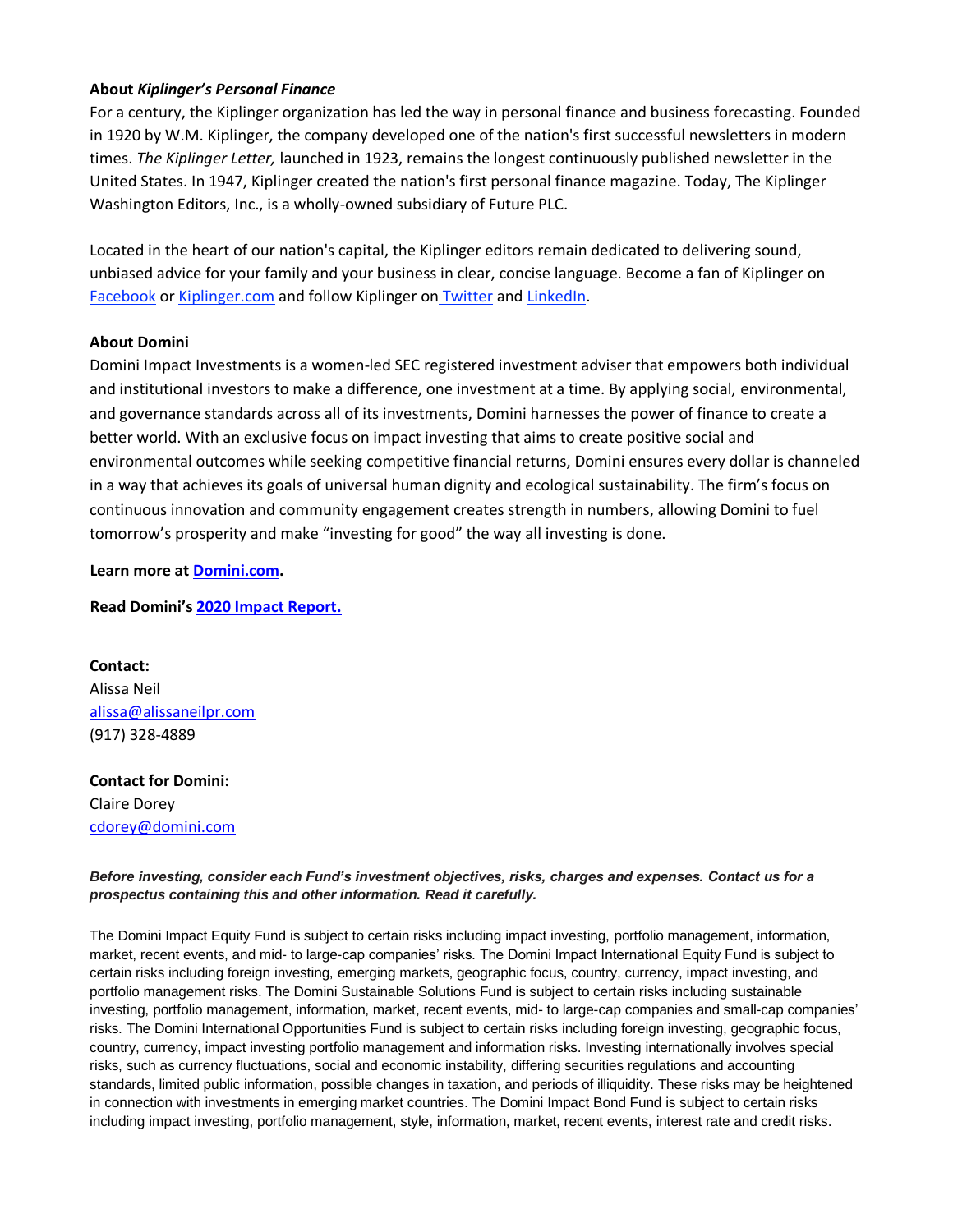**About *Kiplinger's Personal Finance***

For a century, the Kiplinger organization has led the way in personal finance and business forecasting. Founded in 1920 by W.M. Kiplinger, the company developed one of the nation's first successful newsletters in modern times. *The Kiplinger Letter,* launched in 1923, remains the longest continuously published newsletter in the United States. In 1947, Kiplinger created the nation's first personal finance magazine. Today, The Kiplinger Washington Editors, Inc., is a wholly-owned subsidiary of Future PLC.

Located in the heart of our nation's capital, the Kiplinger editors remain dedicated to delivering sound, unbiased advice for your family and your business in clear, concise language. Become a fan of Kiplinger on Facebook or Kiplinger.com and follow Kiplinger on Twitter and LinkedIn.

**About Domini**

Domini Impact Investments is a women-led SEC registered investment adviser that empowers both individual and institutional investors to make a difference, one investment at a time. By applying social, environmental, and governance standards across all of its investments, Domini harnesses the power of finance to create a better world. With an exclusive focus on impact investing that aims to create positive social and environmental outcomes while seeking competitive financial returns, Domini ensures every dollar is channeled in a way that achieves its goals of universal human dignity and ecological sustainability. The firm's focus on continuous innovation and community engagement creates strength in numbers, allowing Domini to fuel tomorrow's prosperity and make "investing for good" the way all investing is done.

**Learn more at Domini.com.**

**Read Domini's 2020 Impact Report.**

**Contact:**
Alissa Neil
alissa@alissaneilpr.com
(917) 328-4889

**Contact for Domini:**
Claire Dorey
cdorey@domini.com

***Before investing, consider each Fund's investment objectives, risks, charges and expenses. Contact us for a prospectus containing this and other information. Read it carefully.***

The Domini Impact Equity Fund is subject to certain risks including impact investing, portfolio management, information, market, recent events, and mid- to large-cap companies' risks. The Domini Impact International Equity Fund is subject to certain risks including foreign investing, emerging markets, geographic focus, country, currency, impact investing, and portfolio management risks. The Domini Sustainable Solutions Fund is subject to certain risks including sustainable investing, portfolio management, information, market, recent events, mid- to large-cap companies and small-cap companies' risks. The Domini International Opportunities Fund is subject to certain risks including foreign investing, geographic focus, country, currency, impact investing portfolio management and information risks. Investing internationally involves special risks, such as currency fluctuations, social and economic instability, differing securities regulations and accounting standards, limited public information, possible changes in taxation, and periods of illiquidity. These risks may be heightened in connection with investments in emerging market countries. The Domini Impact Bond Fund is subject to certain risks including impact investing, portfolio management, style, information, market, recent events, interest rate and credit risks.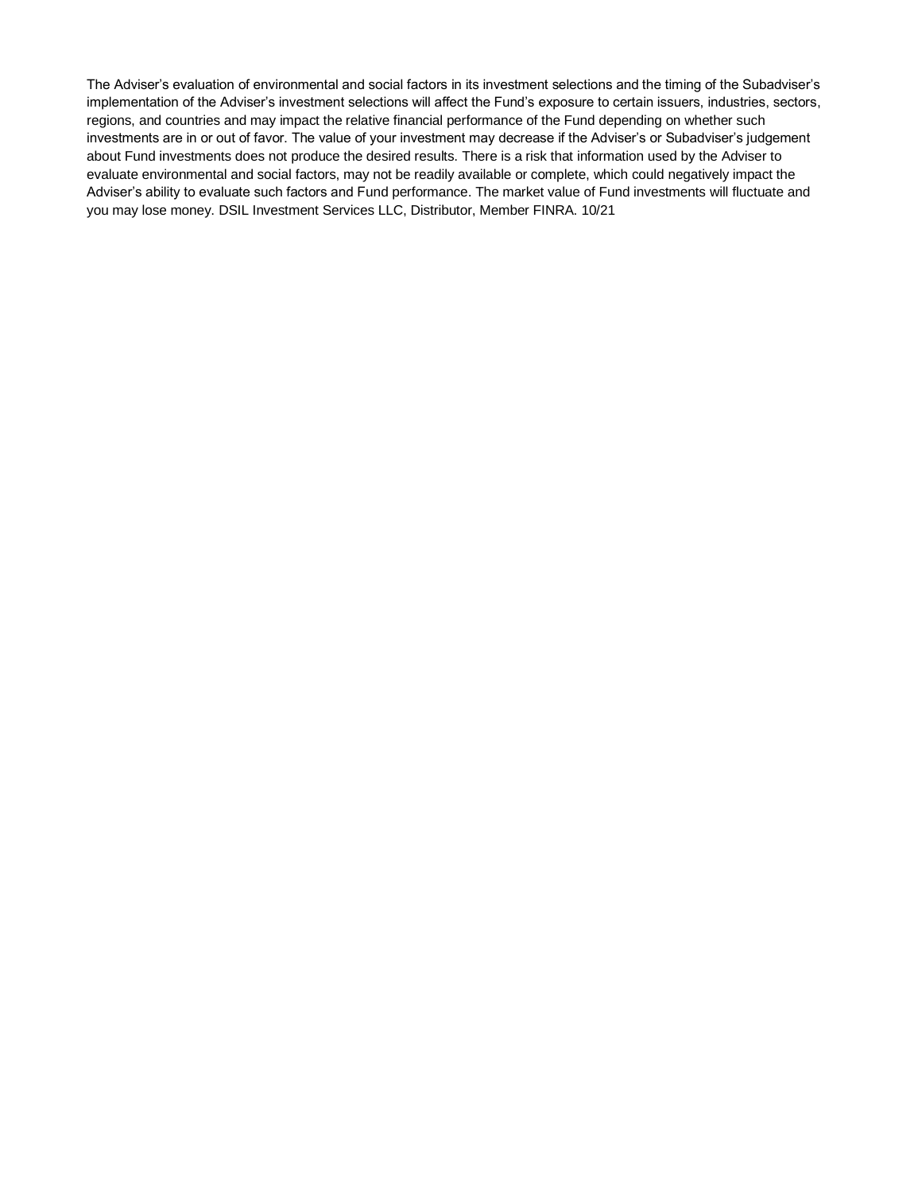The Adviser's evaluation of environmental and social factors in its investment selections and the timing of the Subadviser's implementation of the Adviser's investment selections will affect the Fund's exposure to certain issuers, industries, sectors, regions, and countries and may impact the relative financial performance of the Fund depending on whether such investments are in or out of favor. The value of your investment may decrease if the Adviser's or Subadviser's judgement about Fund investments does not produce the desired results. There is a risk that information used by the Adviser to evaluate environmental and social factors, may not be readily available or complete, which could negatively impact the Adviser's ability to evaluate such factors and Fund performance. The market value of Fund investments will fluctuate and you may lose money. DSIL Investment Services LLC, Distributor, Member FINRA. 10/21